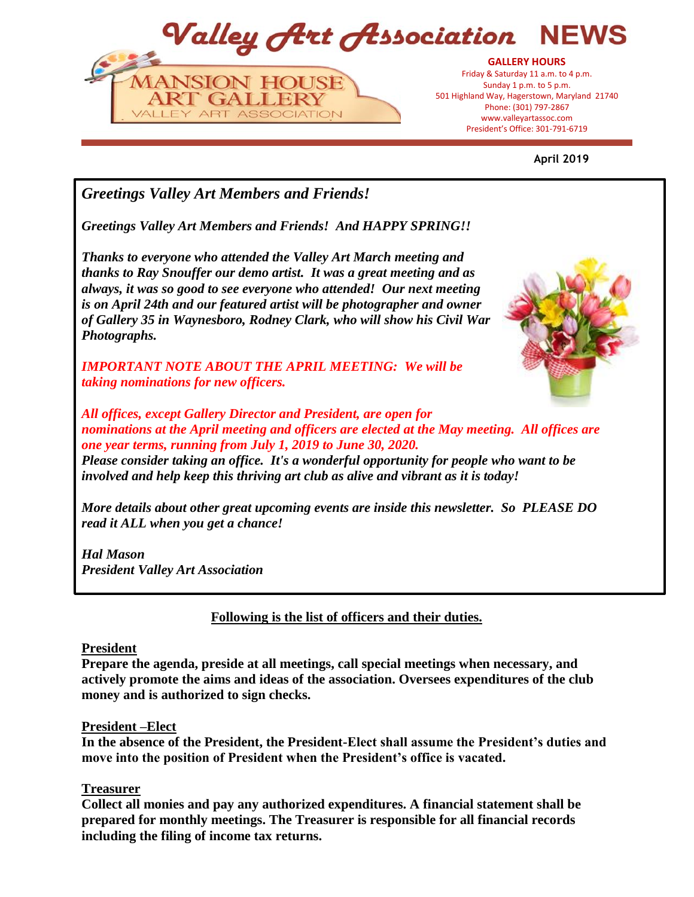# Valley Art Association NEWS

MANSION HOUSE ART GALLERY
VALLEY ART ASSOCIATION

**GALLERY HOURS**
Friday & Saturday 11 a.m. to 4 p.m.
Sunday 1 p.m. to 5 p.m.
501 Highland Way, Hagerstown, Maryland 21740
Phone: (301) 797-2867
www.valleyartassoc.com
President's Office: 301-791-6719

**April 2019**

***Greetings Valley Art Members and Friends!***

***Greetings Valley Art Members and Friends! And HAPPY SPRING!!***

***Thanks to everyone who attended the Valley Art March meeting and thanks to Ray Snouffer our demo artist. It was a great meeting and as always, it was so good to see everyone who attended! Our next meeting is on April 24th and our featured artist will be photographer and owner of Gallery 35 in Waynesboro, Rodney Clark, who will show his Civil War Photographs.***

***IMPORTANT NOTE ABOUT THE APRIL MEETING: We will be taking nominations for new officers.***

***All offices, except Gallery Director and President, are open for nominations at the April meeting and officers are elected at the May meeting. All offices are one year terms, running from July 1, 2019 to June 30, 2020.***
***Please consider taking an office. It's a wonderful opportunity for people who want to be involved and help keep this thriving art club as alive and vibrant as it is today!***

***More details about other great upcoming events are inside this newsletter. So PLEASE DO read it ALL when you get a chance!***

***Hal Mason***
***President Valley Art Association***

**Following is the list of officers and their duties.**

**President**
**Prepare the agenda, preside at all meetings, call special meetings when necessary, and actively promote the aims and ideas of the association. Oversees expenditures of the club money and is authorized to sign checks.**

**President –Elect**
**In the absence of the President, the President-Elect shall assume the President's duties and move into the position of President when the President's office is vacated.**

**Treasurer**
**Collect all monies and pay any authorized expenditures. A financial statement shall be prepared for monthly meetings. The Treasurer is responsible for all financial records including the filing of income tax returns.**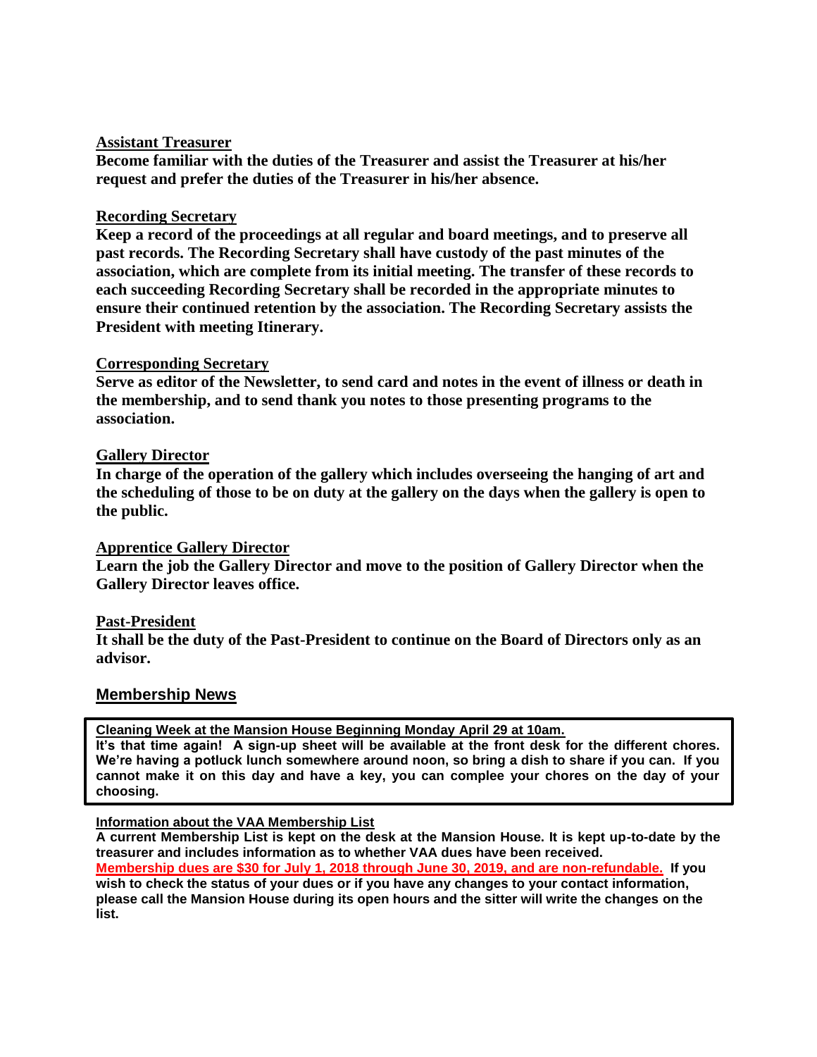**Assistant Treasurer**

**Become familiar with the duties of the Treasurer and assist the Treasurer at his/her request and prefer the duties of the Treasurer in his/her absence.**

**Recording Secretary**

**Keep a record of the proceedings at all regular and board meetings, and to preserve all past records. The Recording Secretary shall have custody of the past minutes of the association, which are complete from its initial meeting. The transfer of these records to each succeeding Recording Secretary shall be recorded in the appropriate minutes to ensure their continued retention by the association. The Recording Secretary assists the President with meeting Itinerary.**

**Corresponding Secretary**

**Serve as editor of the Newsletter, to send card and notes in the event of illness or death in the membership, and to send thank you notes to those presenting programs to the association.**

**Gallery Director**

**In charge of the operation of the gallery which includes overseeing the hanging of art and the scheduling of those to be on duty at the gallery on the days when the gallery is open to the public.**

**Apprentice Gallery Director**

**Learn the job the Gallery Director and move to the position of Gallery Director when the Gallery Director leaves office.**

**Past-President**

**It shall be the duty of the Past-President to continue on the Board of Directors only as an advisor.**

## Membership News

**Cleaning Week at the Mansion House Beginning Monday April 29 at 10am.**

**It's that time again! A sign-up sheet will be available at the front desk for the different chores. We're having a potluck lunch somewhere around noon, so bring a dish to share if you can. If you cannot make it on this day and have a key, you can complee your chores on the day of your choosing.**

**Information about the VAA Membership List**

**A current Membership List is kept on the desk at the Mansion House. It is kept up-to-date by the treasurer and includes information as to whether VAA dues have been received.**

**Membership dues are $30 for July 1, 2018 through June 30, 2019, and are non-refundable. If you wish to check the status of your dues or if you have any changes to your contact information, please call the Mansion House during its open hours and the sitter will write the changes on the list.**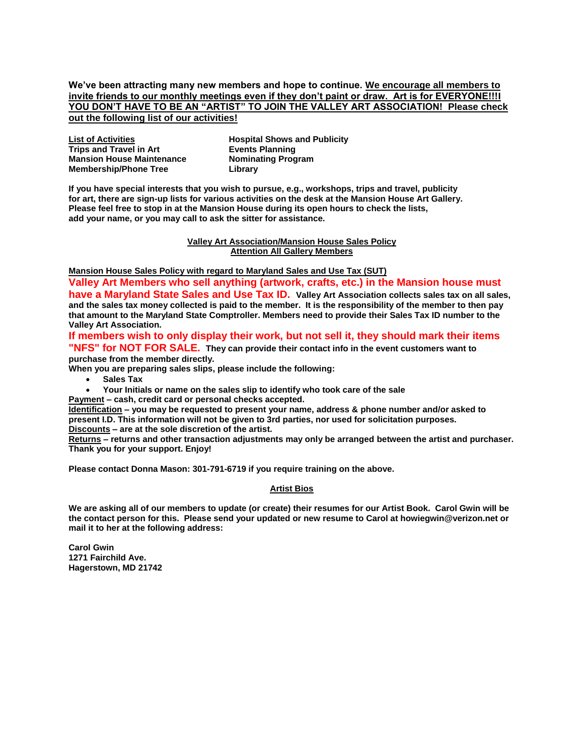**We've been attracting many new members and hope to continue. We encourage all members to invite friends to our monthly meetings even if they don't paint or draw. Art is for EVERYONE!!!! YOU DON'T HAVE TO BE AN "ARTIST" TO JOIN THE VALLEY ART ASSOCIATION! Please check out the following list of our activities!**

| **List of Activities** | **Hospital Shows and Publicity** |
|---|---|
| **Trips and Travel in Art** | **Events Planning** |
| **Mansion House Maintenance** | **Nominating Program** |
| **Membership/Phone Tree** | **Library** |

**If you have special interests that you wish to pursue, e.g., workshops, trips and travel, publicity for art, there are sign-up lists for various activities on the desk at the Mansion House Art Gallery. Please feel free to stop in at the Mansion House during its open hours to check the lists, add your name, or you may call to ask the sitter for assistance.**

## Valley Art Association/Mansion House Sales Policy
### Attention All Gallery Members

**Mansion House Sales Policy with regard to Maryland Sales and Use Tax (SUT)**

**Valley Art Members who sell anything (artwork, crafts, etc.) in the Mansion house must have a Maryland State Sales and Use Tax ID.** **Valley Art Association collects sales tax on all sales, and the sales tax money collected is paid to the member. It is the responsibility of the member to then pay that amount to the Maryland State Comptroller. Members need to provide their Sales Tax ID number to the Valley Art Association.**

**If members wish to only display their work, but not sell it, they should mark their items "NFS" for NOT FOR SALE.** **They can provide their contact info in the event customers want to purchase from the member directly.**

**When you are preparing sales slips, please include the following:**

- **Sales Tax**
- **Your Initials or name on the sales slip to identify who took care of the sale**

**Payment – cash, credit card or personal checks accepted.**

**Identification – you may be requested to present your name, address & phone number and/or asked to present I.D. This information will not be given to 3rd parties, nor used for solicitation purposes.**

**Discounts – are at the sole discretion of the artist.**

**Returns – returns and other transaction adjustments may only be arranged between the artist and purchaser.**

**Thank you for your support. Enjoy!**

**Please contact Donna Mason: 301-791-6719 if you require training on the above.**

## Artist Bios

**We are asking all of our members to update (or create) their resumes for our Artist Book. Carol Gwin will be the contact person for this. Please send your updated or new resume to Carol at howiegwin@verizon.net or mail it to her at the following address:**

**Carol Gwin**
**1271 Fairchild Ave.**
**Hagerstown, MD 21742**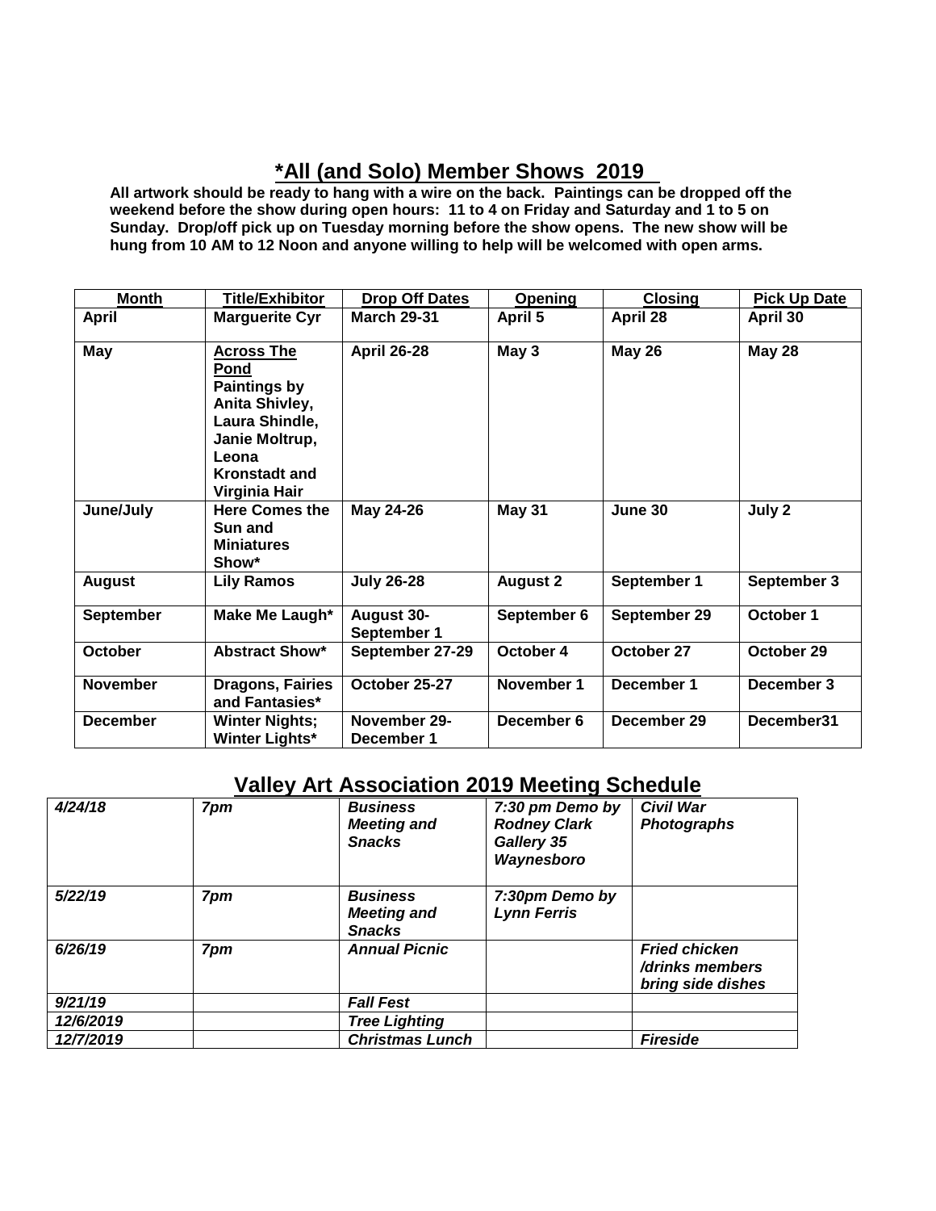## *All (and Solo) Member Shows 2019

**All artwork should be ready to hang with a wire on the back. Paintings can be dropped off the weekend before the show during open hours: 11 to 4 on Friday and Saturday and 1 to 5 on Sunday. Drop/off pick up on Tuesday morning before the show opens. The new show will be hung from 10 AM to 12 Noon and anyone willing to help will be welcomed with open arms.**

| Month | Title/Exhibitor | Drop Off Dates | Opening | Closing | Pick Up Date |
|---|---|---|---|---|---|
| **April** | **Marguerite Cyr** | **March 29-31** | **April 5** | **April 28** | **April 30** |
| **May** | **Across The Pond Paintings by Anita Shivley, Laura Shindle, Janie Moltrup, Leona Kronstadt and Virginia Hair** | **April 26-28** | **May 3** | **May 26** | **May 28** |
| **June/July** | **Here Comes the Sun and Miniatures Show*** | **May 24-26** | **May 31** | **June 30** | **July 2** |
| **August** | **Lily Ramos** | **July 26-28** | **August 2** | **September 1** | **September 3** |
| **September** | **Make Me Laugh*** | **August 30-September 1** | **September 6** | **September 29** | **October 1** |
| **October** | **Abstract Show*** | **September 27-29** | **October 4** | **October 27** | **October 29** |
| **November** | **Dragons, Fairies and Fantasies*** | **October 25-27** | **November 1** | **December 1** | **December 3** |
| **December** | **Winter Nights; Winter Lights*** | **November 29-December 1** | **December 6** | **December 29** | **December31** |

## Valley Art Association 2019 Meeting Schedule

| | | | | |
|---|---|---|---|---|
| ***4/24/18*** | ***7pm*** | ***Business Meeting and Snacks*** | ***7:30 pm Demo by Rodney Clark Gallery 35 Waynesboro*** | ***Civil War Photographs*** |
| ***5/22/19*** | ***7pm*** | ***Business Meeting and Snacks*** | ***7:30pm Demo by Lynn Ferris*** | |
| ***6/26/19*** | ***7pm*** | ***Annual Picnic*** | | ***Fried chicken /drinks members bring side dishes*** |
| ***9/21/19*** | | ***Fall Fest*** | | |
| ***12/6/2019*** | | ***Tree Lighting*** | | |
| ***12/7/2019*** | | ***Christmas Lunch*** | | ***Fireside*** |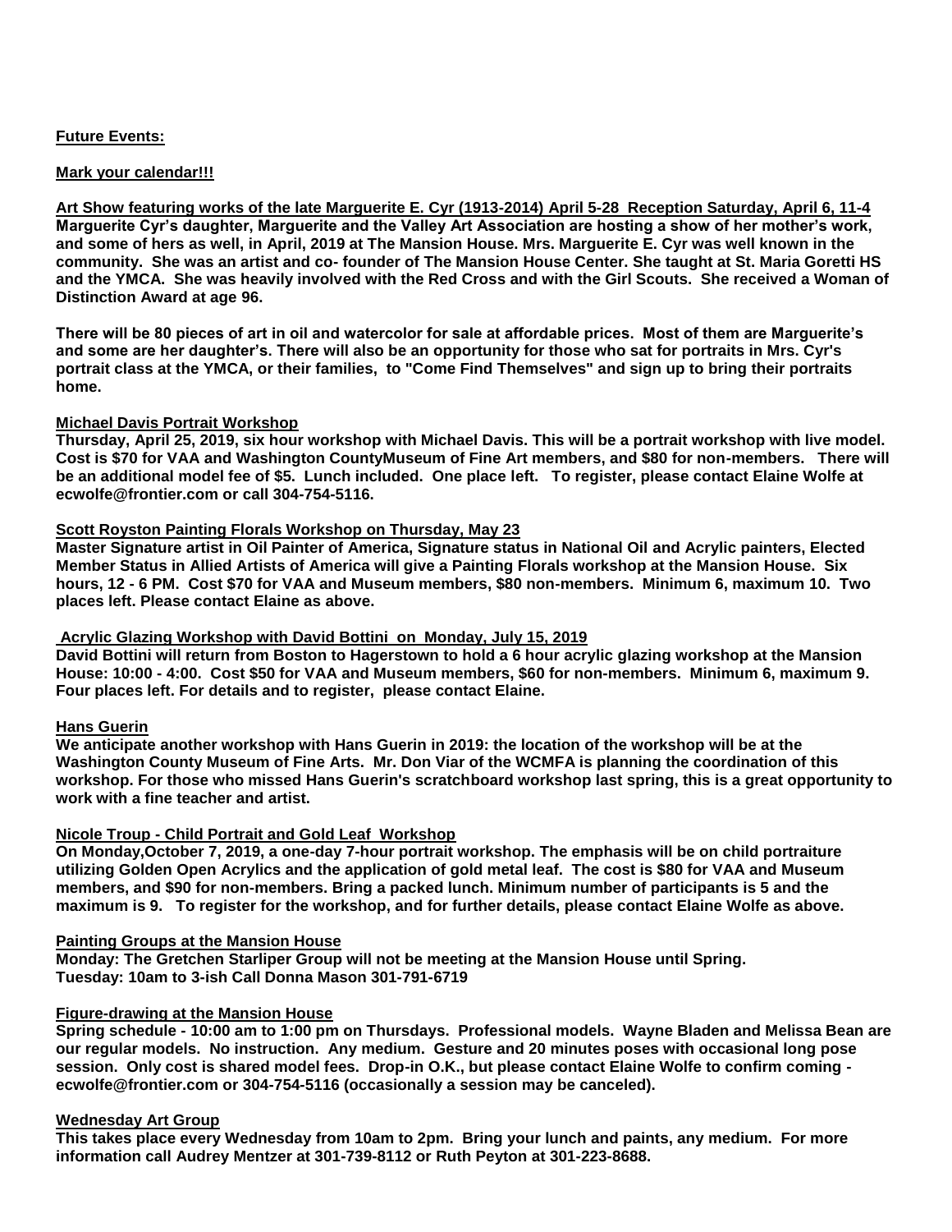**Future Events:**

**Mark your calendar!!!**

**Art Show featuring works of the late Marguerite E. Cyr (1913-2014) April 5-28 Reception Saturday, April 6, 11-4**

**Marguerite Cyr's daughter, Marguerite and the Valley Art Association are hosting a show of her mother's work, and some of hers as well, in April, 2019 at The Mansion House. Mrs. Marguerite E. Cyr was well known in the community. She was an artist and co- founder of The Mansion House Center. She taught at St. Maria Goretti HS and the YMCA. She was heavily involved with the Red Cross and with the Girl Scouts. She received a Woman of Distinction Award at age 96.**

**There will be 80 pieces of art in oil and watercolor for sale at affordable prices. Most of them are Marguerite's and some are her daughter's. There will also be an opportunity for those who sat for portraits in Mrs. Cyr's portrait class at the YMCA, or their families, to "Come Find Themselves" and sign up to bring their portraits home.**

**Michael Davis Portrait Workshop**

**Thursday, April 25, 2019, six hour workshop with Michael Davis. This will be a portrait workshop with live model. Cost is $70 for VAA and Washington CountyMuseum of Fine Art members, and $80 for non-members. There will be an additional model fee of $5. Lunch included. One place left. To register, please contact Elaine Wolfe at ecwolfe@frontier.com or call 304-754-5116.**

**Scott Royston Painting Florals Workshop on Thursday, May 23**

**Master Signature artist in Oil Painter of America, Signature status in National Oil and Acrylic painters, Elected Member Status in Allied Artists of America will give a Painting Florals workshop at the Mansion House. Six hours, 12 - 6 PM. Cost $70 for VAA and Museum members, $80 non-members. Minimum 6, maximum 10. Two places left. Please contact Elaine as above.**

**Acrylic Glazing Workshop with David Bottini on Monday, July 15, 2019**

**David Bottini will return from Boston to Hagerstown to hold a 6 hour acrylic glazing workshop at the Mansion House: 10:00 - 4:00. Cost $50 for VAA and Museum members, $60 for non-members. Minimum 6, maximum 9. Four places left. For details and to register, please contact Elaine.**

**Hans Guerin**

**We anticipate another workshop with Hans Guerin in 2019: the location of the workshop will be at the Washington County Museum of Fine Arts. Mr. Don Viar of the WCMFA is planning the coordination of this workshop. For those who missed Hans Guerin's scratchboard workshop last spring, this is a great opportunity to work with a fine teacher and artist.**

**Nicole Troup - Child Portrait and Gold Leaf Workshop**

**On Monday,October 7, 2019, a one-day 7-hour portrait workshop. The emphasis will be on child portraiture utilizing Golden Open Acrylics and the application of gold metal leaf. The cost is $80 for VAA and Museum members, and $90 for non-members. Bring a packed lunch. Minimum number of participants is 5 and the maximum is 9. To register for the workshop, and for further details, please contact Elaine Wolfe as above.**

**Painting Groups at the Mansion House**

**Monday: The Gretchen Starliper Group will not be meeting at the Mansion House until Spring.**
**Tuesday: 10am to 3-ish Call Donna Mason 301-791-6719**

**Figure-drawing at the Mansion House**

**Spring schedule - 10:00 am to 1:00 pm on Thursdays. Professional models. Wayne Bladen and Melissa Bean are our regular models. No instruction. Any medium. Gesture and 20 minutes poses with occasional long pose session. Only cost is shared model fees. Drop-in O.K., but please contact Elaine Wolfe to confirm coming - ecwolfe@frontier.com or 304-754-5116 (occasionally a session may be canceled).**

**Wednesday Art Group**

**This takes place every Wednesday from 10am to 2pm. Bring your lunch and paints, any medium. For more information call Audrey Mentzer at 301-739-8112 or Ruth Peyton at 301-223-8688.**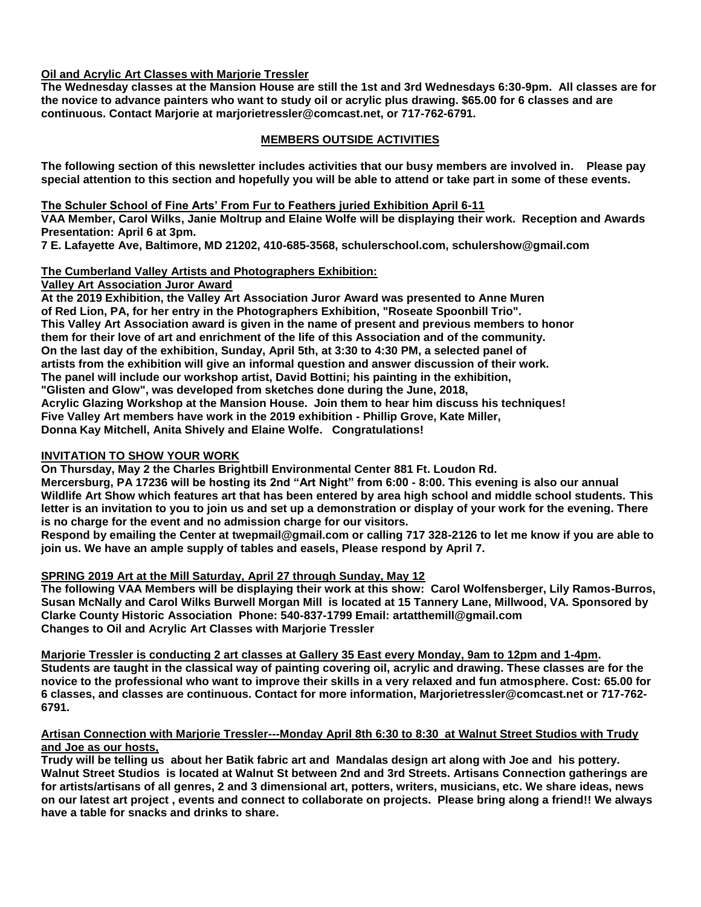**Oil and Acrylic Art Classes with Marjorie Tressler**

**The Wednesday classes at the Mansion House are still the 1st and 3rd Wednesdays 6:30-9pm. All classes are for the novice to advance painters who want to study oil or acrylic plus drawing. $65.00 for 6 classes and are continuous. Contact Marjorie at marjorietressler@comcast.net, or 717-762-6791.**

## MEMBERS OUTSIDE ACTIVITIES

**The following section of this newsletter includes activities that our busy members are involved in. Please pay special attention to this section and hopefully you will be able to attend or take part in some of these events.**

**The Schuler School of Fine Arts' From Fur to Feathers juried Exhibition April 6-11**

**VAA Member, Carol Wilks, Janie Moltrup and Elaine Wolfe will be displaying their work. Reception and Awards Presentation: April 6 at 3pm.**

**7 E. Lafayette Ave, Baltimore, MD 21202, 410-685-3568, schulerschool.com, schulershow@gmail.com**

**The Cumberland Valley Artists and Photographers Exhibition:**

**Valley Art Association Juror Award**

**At the 2019 Exhibition, the Valley Art Association Juror Award was presented to Anne Muren of Red Lion, PA, for her entry in the Photographers Exhibition, "Roseate Spoonbill Trio". This Valley Art Association award is given in the name of present and previous members to honor them for their love of art and enrichment of the life of this Association and of the community. On the last day of the exhibition, Sunday, April 5th, at 3:30 to 4:30 PM, a selected panel of artists from the exhibition will give an informal question and answer discussion of their work. The panel will include our workshop artist, David Bottini; his painting in the exhibition, "Glisten and Glow", was developed from sketches done during the June, 2018, Acrylic Glazing Workshop at the Mansion House. Join them to hear him discuss his techniques! Five Valley Art members have work in the 2019 exhibition - Phillip Grove, Kate Miller, Donna Kay Mitchell, Anita Shively and Elaine Wolfe. Congratulations!**

**INVITATION TO SHOW YOUR WORK**

**On Thursday, May 2 the Charles Brightbill Environmental Center 881 Ft. Loudon Rd. Mercersburg, PA 17236 will be hosting its 2nd "Art Night" from 6:00 - 8:00. This evening is also our annual Wildlife Art Show which features art that has been entered by area high school and middle school students. This letter is an invitation to you to join us and set up a demonstration or display of your work for the evening. There is no charge for the event and no admission charge for our visitors.**

**Respond by emailing the Center at twepmail@gmail.com or calling 717 328-2126 to let me know if you are able to join us. We have an ample supply of tables and easels, Please respond by April 7.**

**SPRING 2019 Art at the Mill Saturday, April 27 through Sunday, May 12**

**The following VAA Members will be displaying their work at this show: Carol Wolfensberger, Lily Ramos-Burros, Susan McNally and Carol Wilks Burwell Morgan Mill is located at 15 Tannery Lane, Millwood, VA. Sponsored by Clarke County Historic Association Phone: 540-837-1799 Email: artatthemill@gmail.com**

**Changes to Oil and Acrylic Art Classes with Marjorie Tressler**

**Marjorie Tressler is conducting 2 art classes at Gallery 35 East every Monday, 9am to 12pm and 1-4pm. Students are taught in the classical way of painting covering oil, acrylic and drawing. These classes are for the novice to the professional who want to improve their skills in a very relaxed and fun atmosphere. Cost: 65.00 for 6 classes, and classes are continuous. Contact for more information, Marjorietressler@comcast.net or 717-762-6791.**

**Artisan Connection with Marjorie Tressler---Monday April 8th 6:30 to 8:30 at Walnut Street Studios with Trudy and Joe as our hosts,**

**Trudy will be telling us about her Batik fabric art and Mandalas design art along with Joe and his pottery. Walnut Street Studios is located at Walnut St between 2nd and 3rd Streets. Artisans Connection gatherings are for artists/artisans of all genres, 2 and 3 dimensional art, potters, writers, musicians, etc. We share ideas, news on our latest art project , events and connect to collaborate on projects. Please bring along a friend!! We always have a table for snacks and drinks to share.**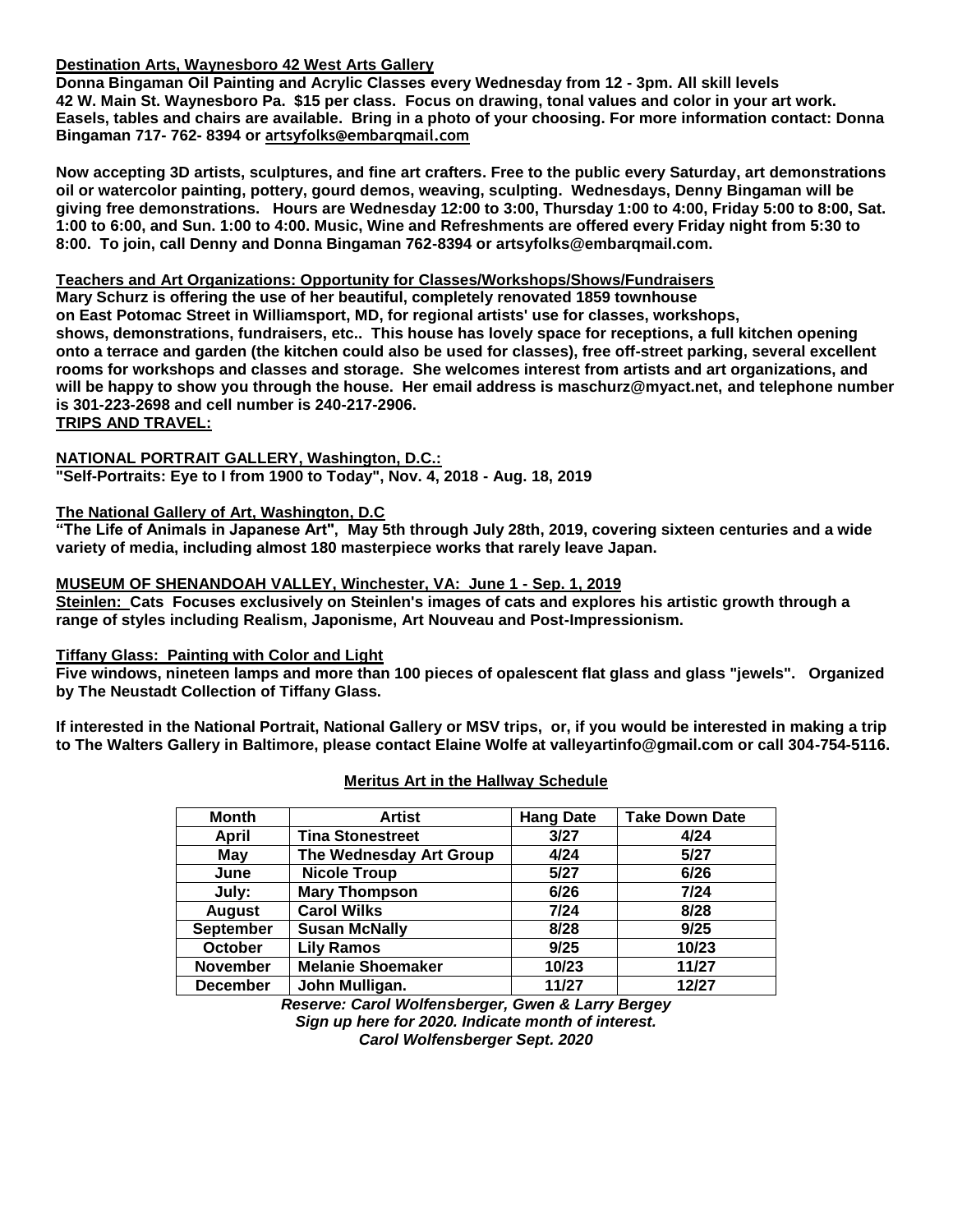**Destination Arts, Waynesboro 42 West Arts Gallery**
**Donna Bingaman Oil Painting and Acrylic Classes every Wednesday from 12 - 3pm. All skill levels 42 W. Main St. Waynesboro Pa. $15 per class. Focus on drawing, tonal values and color in your art work. Easels, tables and chairs are available. Bring in a photo of your choosing. For more information contact: Donna Bingaman 717- 762- 8394 or artsyfolks@embarqmail.com**

**Now accepting 3D artists, sculptures, and fine art crafters. Free to the public every Saturday, art demonstrations oil or watercolor painting, pottery, gourd demos, weaving, sculpting. Wednesdays, Denny Bingaman will be giving free demonstrations. Hours are Wednesday 12:00 to 3:00, Thursday 1:00 to 4:00, Friday 5:00 to 8:00, Sat. 1:00 to 6:00, and Sun. 1:00 to 4:00. Music, Wine and Refreshments are offered every Friday night from 5:30 to 8:00. To join, call Denny and Donna Bingaman 762-8394 or artsyfolks@embarqmail.com.**

**Teachers and Art Organizations: Opportunity for Classes/Workshops/Shows/Fundraisers**
**Mary Schurz is offering the use of her beautiful, completely renovated 1859 townhouse on East Potomac Street in Williamsport, MD, for regional artists' use for classes, workshops, shows, demonstrations, fundraisers, etc.. This house has lovely space for receptions, a full kitchen opening onto a terrace and garden (the kitchen could also be used for classes), free off-street parking, several excellent rooms for workshops and classes and storage. She welcomes interest from artists and art organizations, and will be happy to show you through the house. Her email address is maschurz@myact.net, and telephone number is 301-223-2698 and cell number is 240-217-2906.**

**TRIPS AND TRAVEL:**

**NATIONAL PORTRAIT GALLERY, Washington, D.C.:**
**"Self-Portraits: Eye to I from 1900 to Today", Nov. 4, 2018 - Aug. 18, 2019**

**The National Gallery of Art, Washington, D.C**
**"The Life of Animals in Japanese Art", May 5th through July 28th, 2019, covering sixteen centuries and a wide variety of media, including almost 180 masterpiece works that rarely leave Japan.**

**MUSEUM OF SHENANDOAH VALLEY, Winchester, VA: June 1 - Sep. 1, 2019**
**Steinlen: Cats Focuses exclusively on Steinlen's images of cats and explores his artistic growth through a range of styles including Realism, Japonisme, Art Nouveau and Post-Impressionism.**

**Tiffany Glass: Painting with Color and Light**
**Five windows, nineteen lamps and more than 100 pieces of opalescent flat glass and glass "jewels". Organized by The Neustadt Collection of Tiffany Glass.**

**If interested in the National Portrait, National Gallery or MSV trips, or, if you would be interested in making a trip to The Walters Gallery in Baltimore, please contact Elaine Wolfe at valleyartinfo@gmail.com or call 304-754-5116.**

**Meritus Art in the Hallway Schedule**

| Month | Artist | Hang Date | Take Down Date |
|---|---|---|---|
| April | Tina Stonestreet | 3/27 | 4/24 |
| May | The Wednesday Art Group | 4/24 | 5/27 |
| June | Nicole Troup | 5/27 | 6/26 |
| July: | Mary Thompson | 6/26 | 7/24 |
| August | Carol Wilks | 7/24 | 8/28 |
| September | Susan McNally | 8/28 | 9/25 |
| October | Lily Ramos | 9/25 | 10/23 |
| November | Melanie Shoemaker | 10/23 | 11/27 |
| December | John Mulligan. | 11/27 | 12/27 |

***Reserve: Carol Wolfensberger, Gwen & Larry Bergey***
***Sign up here for 2020. Indicate month of interest.***
***Carol Wolfensberger Sept. 2020***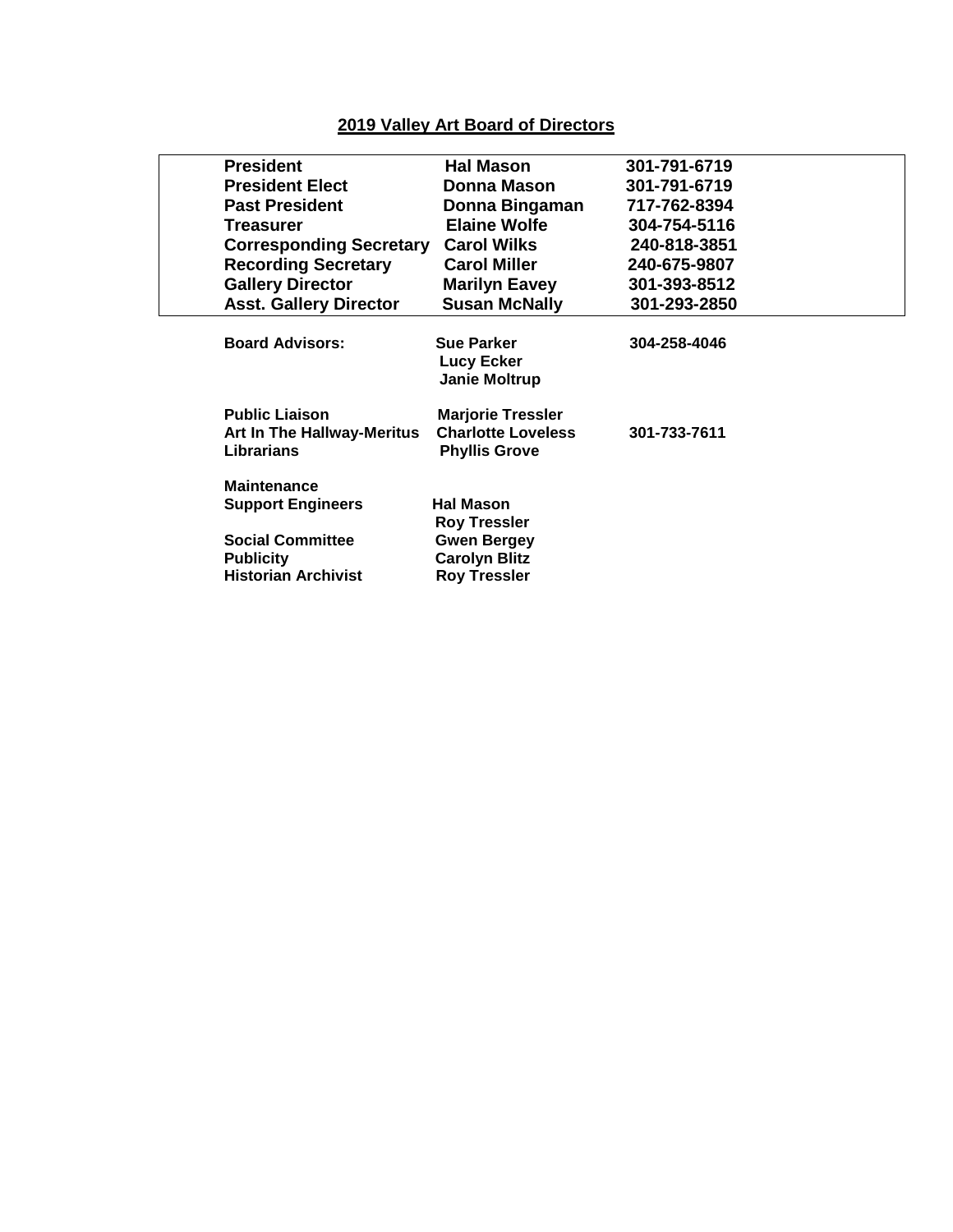## 2019 Valley Art Board of Directors

| | | |
|---|---|---|
| **President** | **Hal Mason** | **301-791-6719** |
| **President Elect** | **Donna Mason** | **301-791-6719** |
| **Past President** | **Donna Bingaman** | **717-762-8394** |
| **Treasurer** | **Elaine Wolfe** | **304-754-5116** |
| **Corresponding Secretary** | **Carol Wilks** | **240-818-3851** |
| **Recording Secretary** | **Carol Miller** | **240-675-9807** |
| **Gallery Director** | **Marilyn Eavey** | **301-393-8512** |
| **Asst. Gallery Director** | **Susan McNally** | **301-293-2850** |

| | | |
|---|---|---|
| **Board Advisors:** | **Sue Parker** | **304-258-4046** |
| | **Lucy Ecker** | |
| | **Janie Moltrup** | |
| **Public Liaison** | **Marjorie Tressler** | |
| **Art In The Hallway-Meritus** | **Charlotte Loveless** | **301-733-7611** |
| **Librarians** | **Phyllis Grove** | |
| **Maintenance** | | |
| **Support Engineers** | **Hal Mason** | |
| | **Roy Tressler** | |
| **Social Committee** | **Gwen Bergey** | |
| **Publicity** | **Carolyn Blitz** | |
| **Historian Archivist** | **Roy Tressler** | |